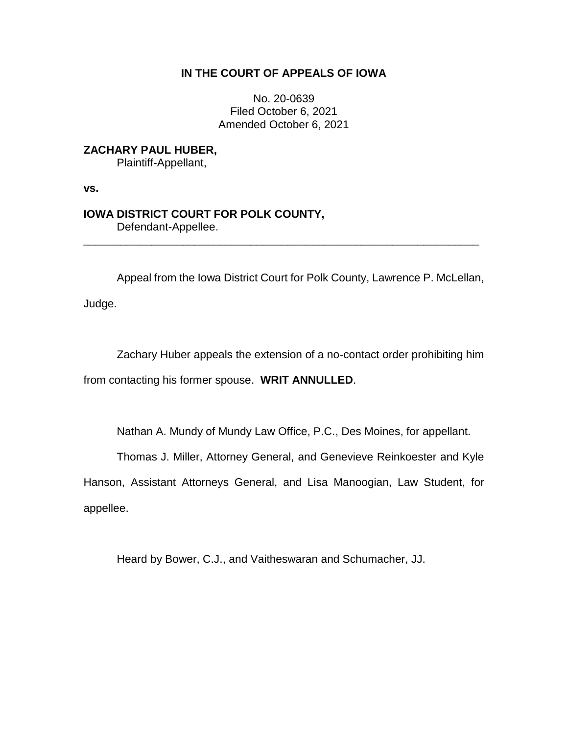# IN THE COURT OF APPEALS OF IOWA

No. 20-0639
Filed October 6, 2021
Amended October 6, 2021

**ZACHARY PAUL HUBER,**
Plaintiff-Appellant,

**vs.**

**IOWA DISTRICT COURT FOR POLK COUNTY,**
Defendant-Appellee.

---

Appeal from the Iowa District Court for Polk County, Lawrence P. McLellan, Judge.

Zachary Huber appeals the extension of a no-contact order prohibiting him from contacting his former spouse. **WRIT ANNULLED**.

Nathan A. Mundy of Mundy Law Office, P.C., Des Moines, for appellant.

Thomas J. Miller, Attorney General, and Genevieve Reinkoester and Kyle Hanson, Assistant Attorneys General, and Lisa Manoogian, Law Student, for appellee.

Heard by Bower, C.J., and Vaitheswaran and Schumacher, JJ.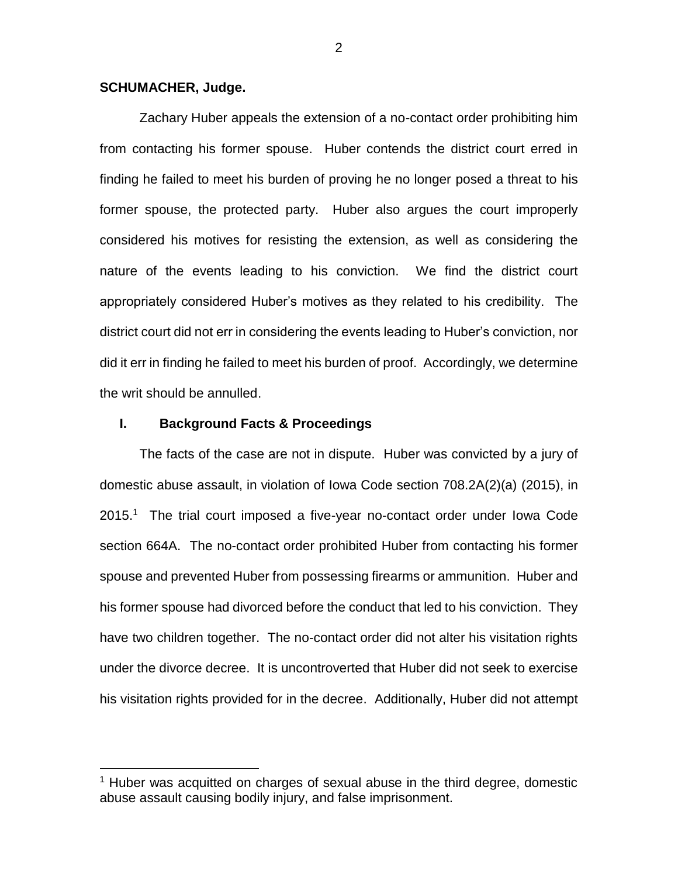**SCHUMACHER, Judge.**

Zachary Huber appeals the extension of a no-contact order prohibiting him from contacting his former spouse. Huber contends the district court erred in finding he failed to meet his burden of proving he no longer posed a threat to his former spouse, the protected party. Huber also argues the court improperly considered his motives for resisting the extension, as well as considering the nature of the events leading to his conviction. We find the district court appropriately considered Huber's motives as they related to his credibility. The district court did not err in considering the events leading to Huber's conviction, nor did it err in finding he failed to meet his burden of proof. Accordingly, we determine the writ should be annulled.

## I. Background Facts & Proceedings

The facts of the case are not in dispute. Huber was convicted by a jury of domestic abuse assault, in violation of Iowa Code section 708.2A(2)(a) (2015), in 2015.[1] The trial court imposed a five-year no-contact order under Iowa Code section 664A. The no-contact order prohibited Huber from contacting his former spouse and prevented Huber from possessing firearms or ammunition. Huber and his former spouse had divorced before the conduct that led to his conviction. They have two children together. The no-contact order did not alter his visitation rights under the divorce decree. It is uncontroverted that Huber did not seek to exercise his visitation rights provided for in the decree. Additionally, Huber did not attempt

[1] Huber was acquitted on charges of sexual abuse in the third degree, domestic abuse assault causing bodily injury, and false imprisonment.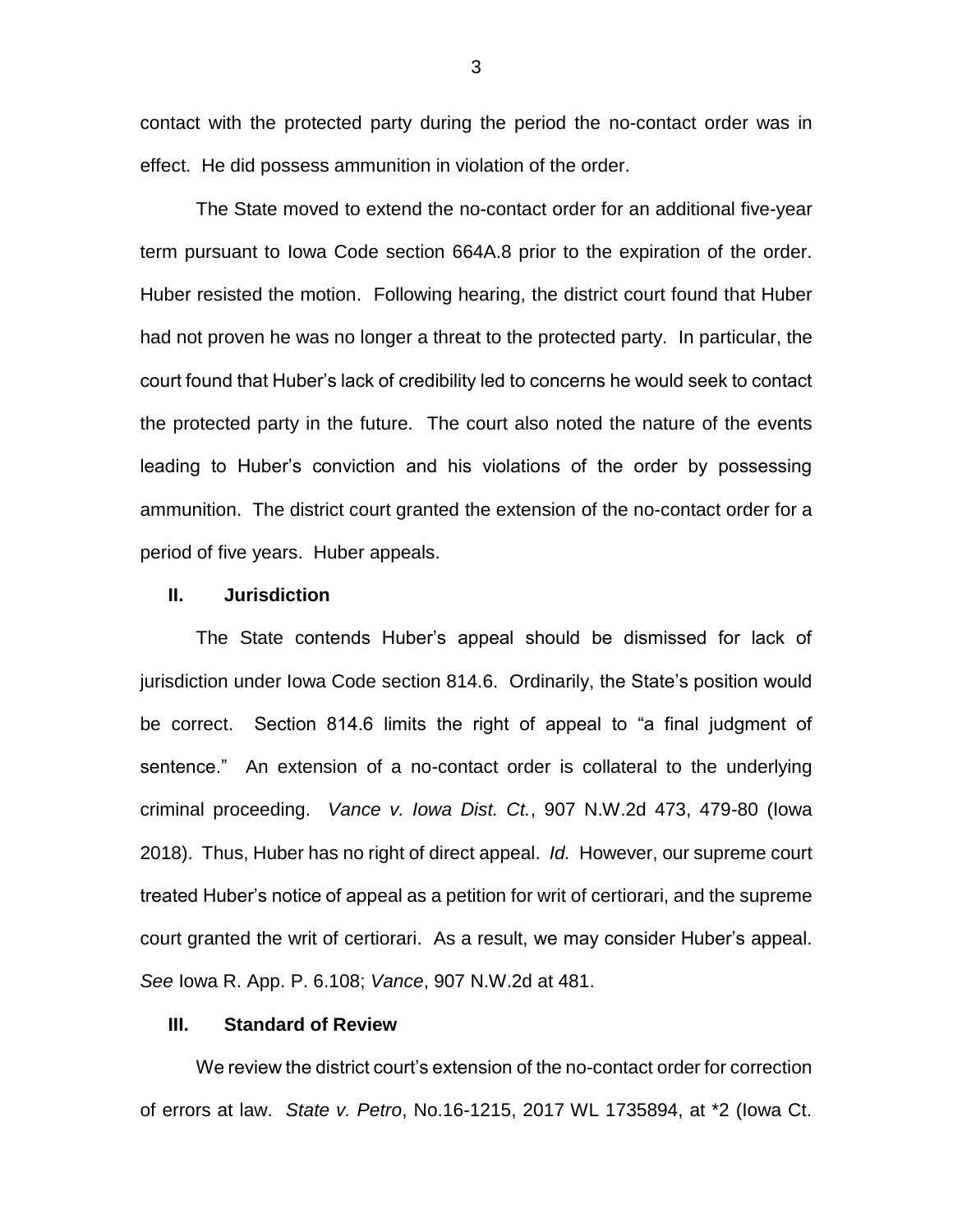contact with the protected party during the period the no-contact order was in effect. He did possess ammunition in violation of the order.

The State moved to extend the no-contact order for an additional five-year term pursuant to Iowa Code section 664A.8 prior to the expiration of the order. Huber resisted the motion. Following hearing, the district court found that Huber had not proven he was no longer a threat to the protected party. In particular, the court found that Huber's lack of credibility led to concerns he would seek to contact the protected party in the future. The court also noted the nature of the events leading to Huber's conviction and his violations of the order by possessing ammunition. The district court granted the extension of the no-contact order for a period of five years. Huber appeals.

## II. Jurisdiction

The State contends Huber's appeal should be dismissed for lack of jurisdiction under Iowa Code section 814.6. Ordinarily, the State's position would be correct. Section 814.6 limits the right of appeal to "a final judgment of sentence." An extension of a no-contact order is collateral to the underlying criminal proceeding. *Vance v. Iowa Dist. Ct.*, 907 N.W.2d 473, 479-80 (Iowa 2018). Thus, Huber has no right of direct appeal. *Id.* However, our supreme court treated Huber's notice of appeal as a petition for writ of certiorari, and the supreme court granted the writ of certiorari. As a result, we may consider Huber's appeal. *See* Iowa R. App. P. 6.108; *Vance*, 907 N.W.2d at 481.

## III. Standard of Review

We review the district court's extension of the no-contact order for correction of errors at law. *State v. Petro*, No.16-1215, 2017 WL 1735894, at *2 (Iowa Ct.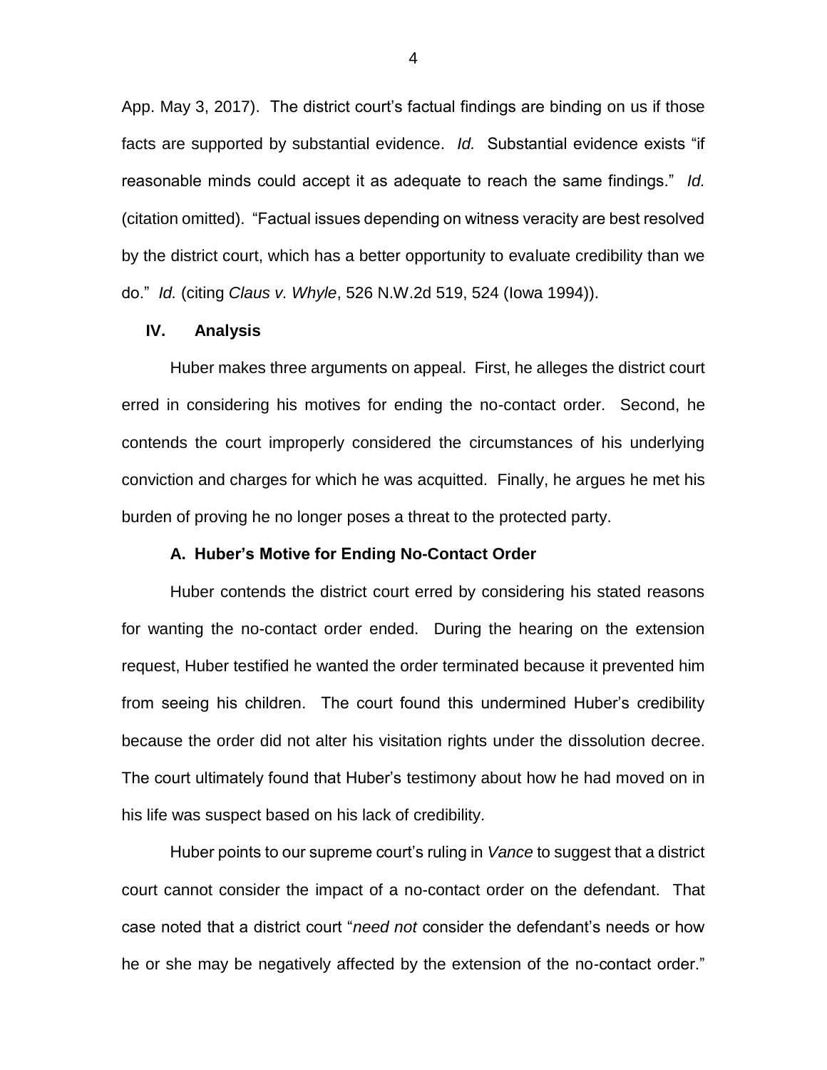App. May 3, 2017). The district court's factual findings are binding on us if those facts are supported by substantial evidence. *Id.* Substantial evidence exists "if reasonable minds could accept it as adequate to reach the same findings." *Id.* (citation omitted). "Factual issues depending on witness veracity are best resolved by the district court, which has a better opportunity to evaluate credibility than we do." *Id.* (citing *Claus v. Whyle*, 526 N.W.2d 519, 524 (Iowa 1994)).

## IV. Analysis

Huber makes three arguments on appeal. First, he alleges the district court erred in considering his motives for ending the no-contact order. Second, he contends the court improperly considered the circumstances of his underlying conviction and charges for which he was acquitted. Finally, he argues he met his burden of proving he no longer poses a threat to the protected party.

### A. Huber's Motive for Ending No-Contact Order

Huber contends the district court erred by considering his stated reasons for wanting the no-contact order ended. During the hearing on the extension request, Huber testified he wanted the order terminated because it prevented him from seeing his children. The court found this undermined Huber's credibility because the order did not alter his visitation rights under the dissolution decree. The court ultimately found that Huber's testimony about how he had moved on in his life was suspect based on his lack of credibility.

Huber points to our supreme court's ruling in *Vance* to suggest that a district court cannot consider the impact of a no-contact order on the defendant. That case noted that a district court "*need not* consider the defendant's needs or how he or she may be negatively affected by the extension of the no-contact order."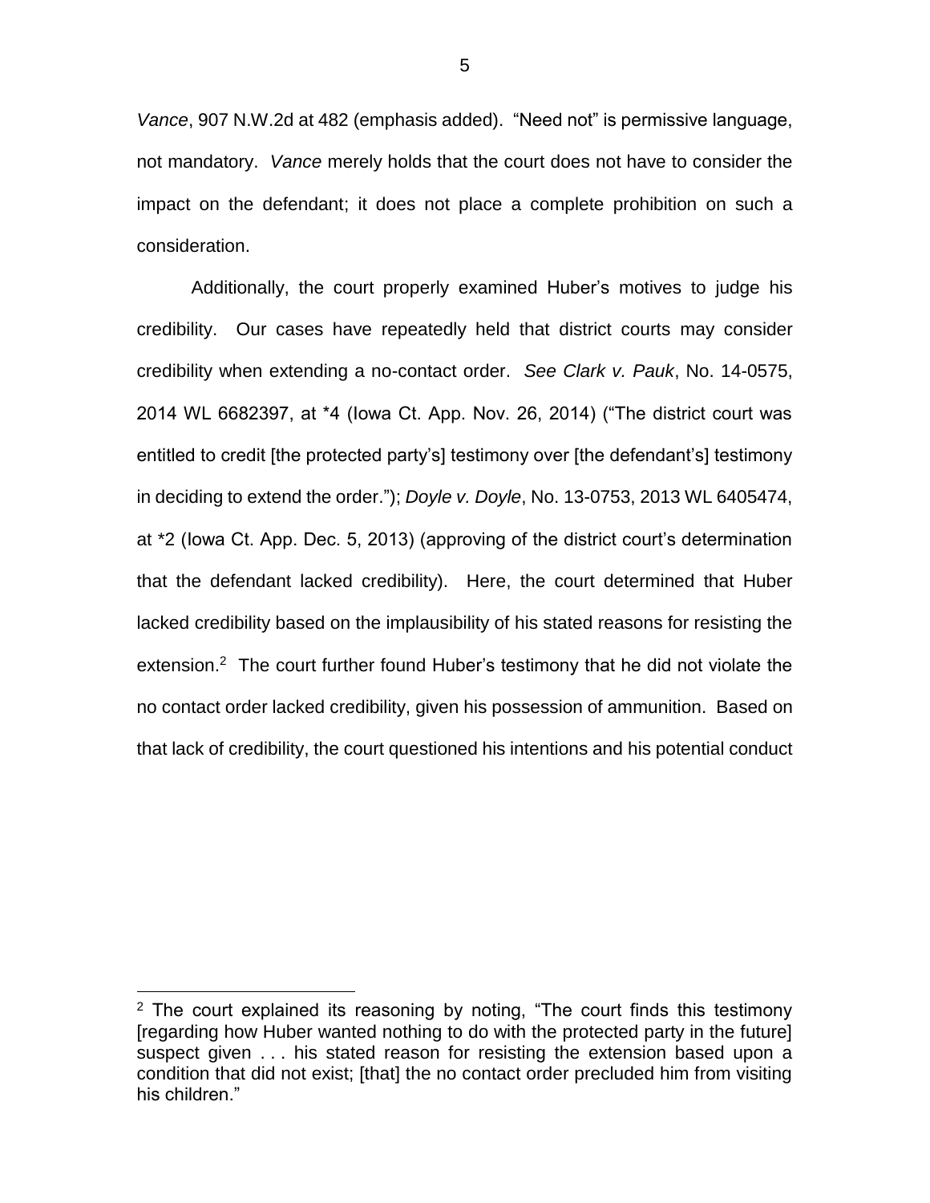*Vance*, 907 N.W.2d at 482 (emphasis added). "Need not" is permissive language, not mandatory. *Vance* merely holds that the court does not have to consider the impact on the defendant; it does not place a complete prohibition on such a consideration.

Additionally, the court properly examined Huber's motives to judge his credibility. Our cases have repeatedly held that district courts may consider credibility when extending a no-contact order. *See Clark v. Pauk*, No. 14-0575, 2014 WL 6682397, at *4 (Iowa Ct. App. Nov. 26, 2014) ("The district court was entitled to credit [the protected party's] testimony over [the defendant's] testimony in deciding to extend the order."); *Doyle v. Doyle*, No. 13-0753, 2013 WL 6405474, at *2 (Iowa Ct. App. Dec. 5, 2013) (approving of the district court's determination that the defendant lacked credibility). Here, the court determined that Huber lacked credibility based on the implausibility of his stated reasons for resisting the extension.[2] The court further found Huber's testimony that he did not violate the no contact order lacked credibility, given his possession of ammunition. Based on that lack of credibility, the court questioned his intentions and his potential conduct

---

[2] The court explained its reasoning by noting, "The court finds this testimony [regarding how Huber wanted nothing to do with the protected party in the future] suspect given . . . his stated reason for resisting the extension based upon a condition that did not exist; [that] the no contact order precluded him from visiting his children."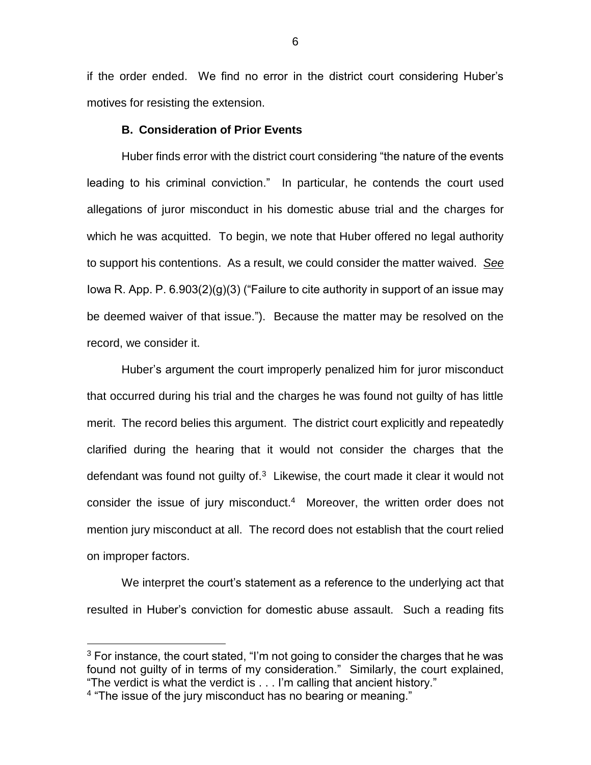if the order ended. We find no error in the district court considering Huber's motives for resisting the extension.

### B. Consideration of Prior Events

Huber finds error with the district court considering "the nature of the events leading to his criminal conviction." In particular, he contends the court used allegations of juror misconduct in his domestic abuse trial and the charges for which he was acquitted. To begin, we note that Huber offered no legal authority to support his contentions. As a result, we could consider the matter waived. *See* Iowa R. App. P. 6.903(2)(g)(3) ("Failure to cite authority in support of an issue may be deemed waiver of that issue."). Because the matter may be resolved on the record, we consider it.

Huber's argument the court improperly penalized him for juror misconduct that occurred during his trial and the charges he was found not guilty of has little merit. The record belies this argument. The district court explicitly and repeatedly clarified during the hearing that it would not consider the charges that the defendant was found not guilty of.[3] Likewise, the court made it clear it would not consider the issue of jury misconduct.[4] Moreover, the written order does not mention jury misconduct at all. The record does not establish that the court relied on improper factors.

We interpret the court's statement as a reference to the underlying act that resulted in Huber's conviction for domestic abuse assault. Such a reading fits

---

[3] For instance, the court stated, "I'm not going to consider the charges that he was found not guilty of in terms of my consideration." Similarly, the court explained, "The verdict is what the verdict is . . . I'm calling that ancient history."

[4] "The issue of the jury misconduct has no bearing or meaning."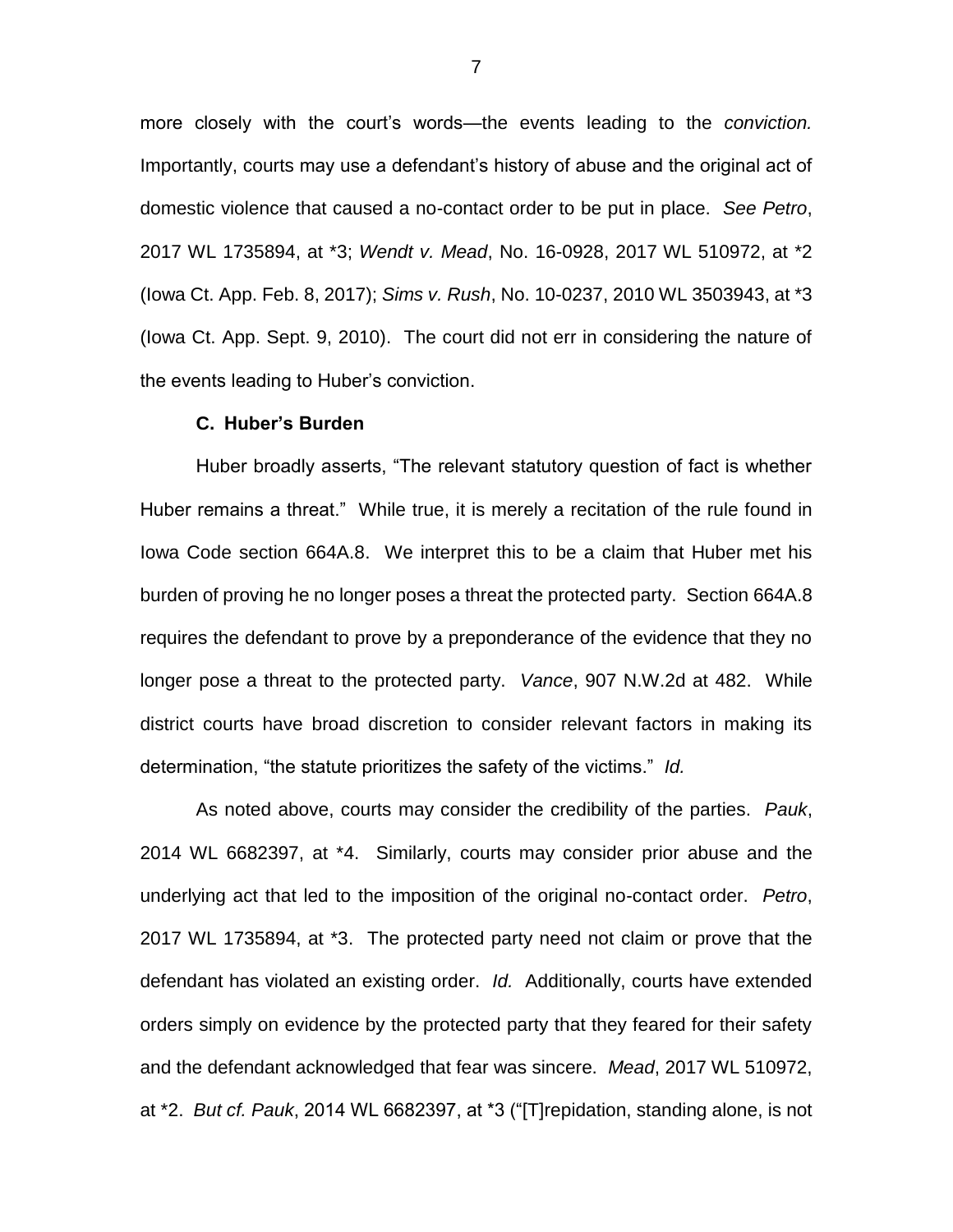more closely with the court's words—the events leading to the *conviction.* Importantly, courts may use a defendant's history of abuse and the original act of domestic violence that caused a no-contact order to be put in place. *See Petro*, 2017 WL 1735894, at *3; *Wendt v. Mead*, No. 16-0928, 2017 WL 510972, at *2 (Iowa Ct. App. Feb. 8, 2017); *Sims v. Rush*, No. 10-0237, 2010 WL 3503943, at *3 (Iowa Ct. App. Sept. 9, 2010). The court did not err in considering the nature of the events leading to Huber's conviction.

### C. Huber's Burden

Huber broadly asserts, "The relevant statutory question of fact is whether Huber remains a threat." While true, it is merely a recitation of the rule found in Iowa Code section 664A.8. We interpret this to be a claim that Huber met his burden of proving he no longer poses a threat the protected party. Section 664A.8 requires the defendant to prove by a preponderance of the evidence that they no longer pose a threat to the protected party. *Vance*, 907 N.W.2d at 482. While district courts have broad discretion to consider relevant factors in making its determination, "the statute prioritizes the safety of the victims." *Id.*

As noted above, courts may consider the credibility of the parties. *Pauk*, 2014 WL 6682397, at *4. Similarly, courts may consider prior abuse and the underlying act that led to the imposition of the original no-contact order. *Petro*, 2017 WL 1735894, at *3. The protected party need not claim or prove that the defendant has violated an existing order. *Id.* Additionally, courts have extended orders simply on evidence by the protected party that they feared for their safety and the defendant acknowledged that fear was sincere. *Mead*, 2017 WL 510972, at *2. *But cf. Pauk*, 2014 WL 6682397, at *3 ("[T]repidation, standing alone, is not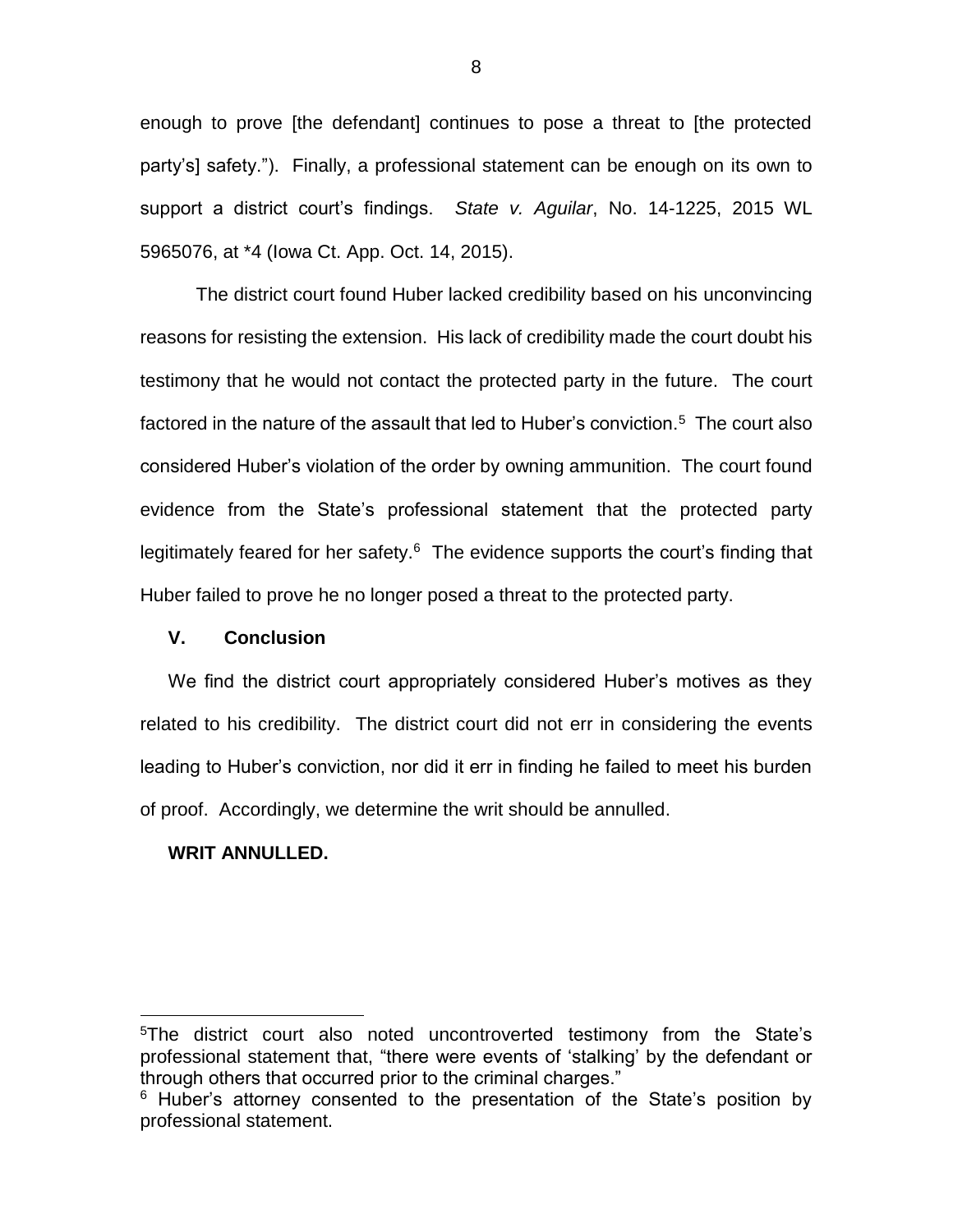enough to prove [the defendant] continues to pose a threat to [the protected party's] safety."). Finally, a professional statement can be enough on its own to support a district court's findings. *State v. Aguilar*, No. 14-1225, 2015 WL 5965076, at *4 (Iowa Ct. App. Oct. 14, 2015).

The district court found Huber lacked credibility based on his unconvincing reasons for resisting the extension. His lack of credibility made the court doubt his testimony that he would not contact the protected party in the future. The court factored in the nature of the assault that led to Huber's conviction.[5] The court also considered Huber's violation of the order by owning ammunition. The court found evidence from the State's professional statement that the protected party legitimately feared for her safety.[6] The evidence supports the court's finding that Huber failed to prove he no longer posed a threat to the protected party.

## V. Conclusion

We find the district court appropriately considered Huber's motives as they related to his credibility. The district court did not err in considering the events leading to Huber's conviction, nor did it err in finding he failed to meet his burden of proof. Accordingly, we determine the writ should be annulled.

**WRIT ANNULLED.**

---

[5] The district court also noted uncontroverted testimony from the State's professional statement that, "there were events of 'stalking' by the defendant or through others that occurred prior to the criminal charges."

[6] Huber's attorney consented to the presentation of the State's position by professional statement.